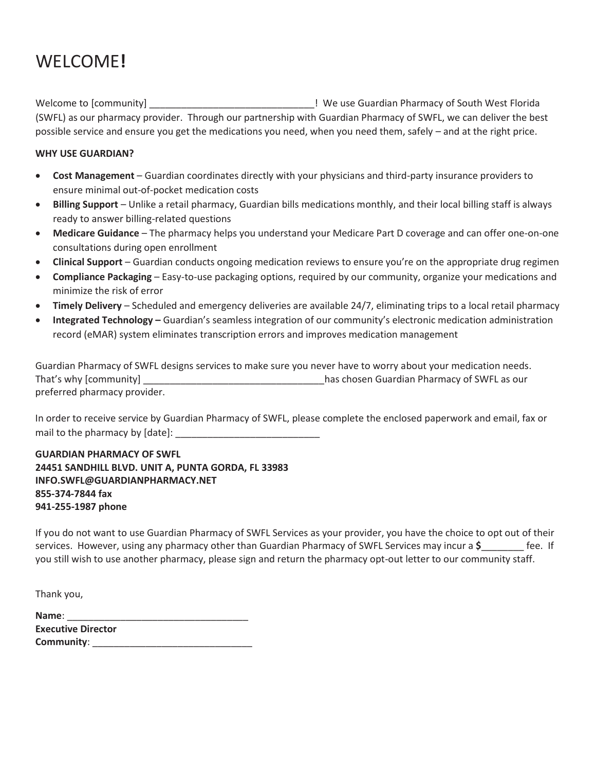# WELCOME!

Welcome to [community] _______________________________! We use Guardian Pharmacy of South West Florida (SWFL) as our pharmacy provider. Through our partnership with Guardian Pharmacy of SWFL, we can deliver the best possible service and ensure you get the medications you need, when you need them, safely – and at the right price.

**WHY USE GUARDIAN?**

- **Cost Management** – Guardian coordinates directly with your physicians and third-party insurance providers to ensure minimal out-of-pocket medication costs
- **Billing Support** – Unlike a retail pharmacy, Guardian bills medications monthly, and their local billing staff is always ready to answer billing-related questions
- **Medicare Guidance** – The pharmacy helps you understand your Medicare Part D coverage and can offer one-on-one consultations during open enrollment
- **Clinical Support** – Guardian conducts ongoing medication reviews to ensure you're on the appropriate drug regimen
- **Compliance Packaging** – Easy-to-use packaging options, required by our community, organize your medications and minimize the risk of error
- **Timely Delivery** – Scheduled and emergency deliveries are available 24/7, eliminating trips to a local retail pharmacy
- **Integrated Technology –** Guardian's seamless integration of our community's electronic medication administration record (eMAR) system eliminates transcription errors and improves medication management

Guardian Pharmacy of SWFL designs services to make sure you never have to worry about your medication needs. That's why [community] __________________________________has chosen Guardian Pharmacy of SWFL as our preferred pharmacy provider.

In order to receive service by Guardian Pharmacy of SWFL, please complete the enclosed paperwork and email, fax or mail to the pharmacy by [date]: ___________________________

**GUARDIAN PHARMACY OF SWFL**
**24451 SANDHILL BLVD. UNIT A, PUNTA GORDA, FL 33983**
**INFO.SWFL@GUARDIANPHARMACY.NET**
**855-374-7844 fax**
**941-255-1987 phone**

If you do not want to use Guardian Pharmacy of SWFL Services as your provider, you have the choice to opt out of their services. However, using any pharmacy other than Guardian Pharmacy of SWFL Services may incur a **$**________ fee. If you still wish to use another pharmacy, please sign and return the pharmacy opt-out letter to our community staff.

Thank you,

**Name**: __________________________________
**Executive Director**
**Community**: ______________________________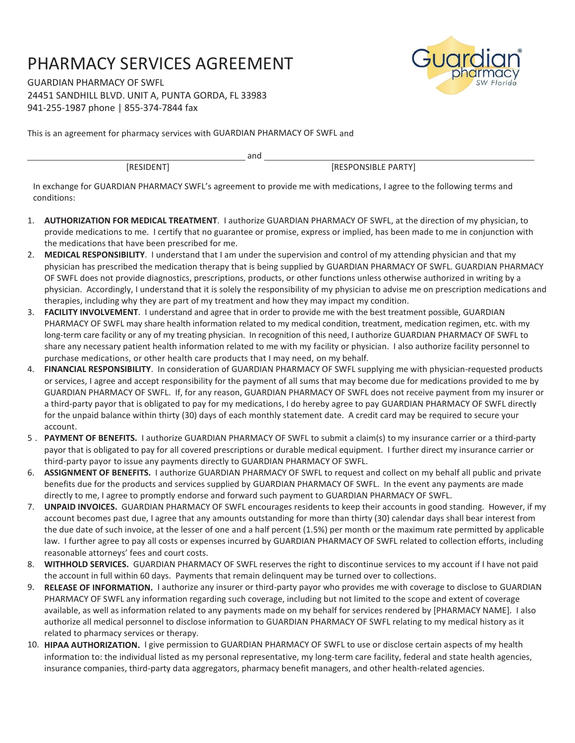# PHARMACY SERVICES AGREEMENT

GUARDIAN PHARMACY OF SWFL
24451 SANDHILL BLVD. UNIT A, PUNTA GORDA, FL 33983
941-255-1987 phone | 855-374-7844 fax

This is an agreement for pharmacy services with GUARDIAN PHARMACY OF SWFL and

______________________________ and ______________________________

[RESIDENT] [RESPONSIBLE PARTY]

In exchange for GUARDIAN PHARMACY SWFL's agreement to provide me with medications, I agree to the following terms and conditions:

1. **AUTHORIZATION FOR MEDICAL TREATMENT**. I authorize GUARDIAN PHARMACY OF SWFL, at the direction of my physician, to provide medications to me. I certify that no guarantee or promise, express or implied, has been made to me in conjunction with the medications that have been prescribed for me.
2. **MEDICAL RESPONSIBILITY**. I understand that I am under the supervision and control of my attending physician and that my physician has prescribed the medication therapy that is being supplied by GUARDIAN PHARMACY OF SWFL. GUARDIAN PHARMACY OF SWFL does not provide diagnostics, prescriptions, products, or other functions unless otherwise authorized in writing by a physician. Accordingly, I understand that it is solely the responsibility of my physician to advise me on prescription medications and therapies, including why they are part of my treatment and how they may impact my condition.
3. **FACILITY INVOLVEMENT**. I understand and agree that in order to provide me with the best treatment possible, GUARDIAN PHARMACY OF SWFL may share health information related to my medical condition, treatment, medication regimen, etc. with my long-term care facility or any of my treating physician. In recognition of this need, I authorize GUARDIAN PHARMACY OF SWFL to share any necessary patient health information related to me with my facility or physician. I also authorize facility personnel to purchase medications, or other health care products that I may need, on my behalf.
4. **FINANCIAL RESPONSIBILITY**. In consideration of GUARDIAN PHARMACY OF SWFL supplying me with physician-requested products or services, I agree and accept responsibility for the payment of all sums that may become due for medications provided to me by GUARDIAN PHARMACY OF SWFL. If, for any reason, GUARDIAN PHARMACY OF SWFL does not receive payment from my insurer or a third-party payor that is obligated to pay for my medications, I do hereby agree to pay GUARDIAN PHARMACY OF SWFL directly for the unpaid balance within thirty (30) days of each monthly statement date. A credit card may be required to secure your account.
5. **PAYMENT OF BENEFITS.** I authorize GUARDIAN PHARMACY OF SWFL to submit a claim(s) to my insurance carrier or a third-party payor that is obligated to pay for all covered prescriptions or durable medical equipment. I further direct my insurance carrier or third-party payor to issue any payments directly to GUARDIAN PHARMACY OF SWFL.
6. **ASSIGNMENT OF BENEFITS.** I authorize GUARDIAN PHARMACY OF SWFL to request and collect on my behalf all public and private benefits due for the products and services supplied by GUARDIAN PHARMACY OF SWFL. In the event any payments are made directly to me, I agree to promptly endorse and forward such payment to GUARDIAN PHARMACY OF SWFL.
7. **UNPAID INVOICES.** GUARDIAN PHARMACY OF SWFL encourages residents to keep their accounts in good standing. However, if my account becomes past due, I agree that any amounts outstanding for more than thirty (30) calendar days shall bear interest from the due date of such invoice, at the lesser of one and a half percent (1.5%) per month or the maximum rate permitted by applicable law. I further agree to pay all costs or expenses incurred by GUARDIAN PHARMACY OF SWFL related to collection efforts, including reasonable attorneys' fees and court costs.
8. **WITHHOLD SERVICES.** GUARDIAN PHARMACY OF SWFL reserves the right to discontinue services to my account if I have not paid the account in full within 60 days. Payments that remain delinquent may be turned over to collections.
9. **RELEASE OF INFORMATION.** I authorize any insurer or third-party payor who provides me with coverage to disclose to GUARDIAN PHARMACY OF SWFL any information regarding such coverage, including but not limited to the scope and extent of coverage available, as well as information related to any payments made on my behalf for services rendered by [PHARMACY NAME]. I also authorize all medical personnel to disclose information to GUARDIAN PHARMACY OF SWFL relating to my medical history as it related to pharmacy services or therapy.
10. **HIPAA AUTHORIZATION.** I give permission to GUARDIAN PHARMACY OF SWFL to use or disclose certain aspects of my health information to: the individual listed as my personal representative, my long-term care facility, federal and state health agencies, insurance companies, third-party data aggregators, pharmacy benefit managers, and other health-related agencies.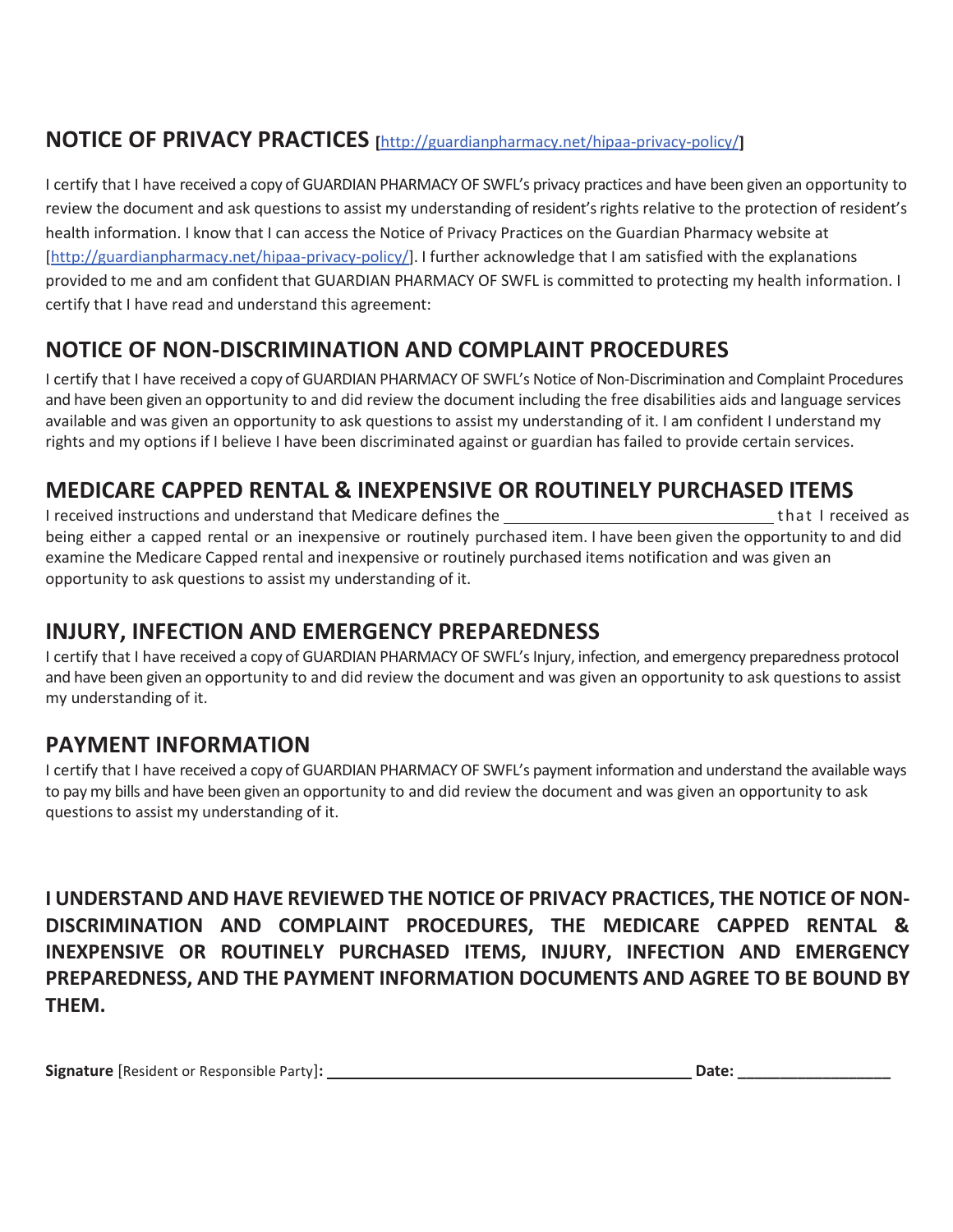## NOTICE OF PRIVACY PRACTICES [http://guardianpharmacy.net/hipaa-privacy-policy/]

I certify that I have received a copy of GUARDIAN PHARMACY OF SWFL's privacy practices and have been given an opportunity to review the document and ask questions to assist my understanding of resident's rights relative to the protection of resident's health information. I know that I can access the Notice of Privacy Practices on the Guardian Pharmacy website at [http://guardianpharmacy.net/hipaa-privacy-policy/]. I further acknowledge that I am satisfied with the explanations provided to me and am confident that GUARDIAN PHARMACY OF SWFL is committed to protecting my health information. I certify that I have read and understand this agreement:

## NOTICE OF NON-DISCRIMINATION AND COMPLAINT PROCEDURES

I certify that I have received a copy of GUARDIAN PHARMACY OF SWFL's Notice of Non-Discrimination and Complaint Procedures and have been given an opportunity to and did review the document including the free disabilities aids and language services available and was given an opportunity to ask questions to assist my understanding of it. I am confident I understand my rights and my options if I believe I have been discriminated against or guardian has failed to provide certain services.

## MEDICARE CAPPED RENTAL & INEXPENSIVE OR ROUTINELY PURCHASED ITEMS

I received instructions and understand that Medicare defines the ______________________________ that I received as being either a capped rental or an inexpensive or routinely purchased item. I have been given the opportunity to and did examine the Medicare Capped rental and inexpensive or routinely purchased items notification and was given an opportunity to ask questions to assist my understanding of it.

## INJURY, INFECTION AND EMERGENCY PREPAREDNESS

I certify that I have received a copy of GUARDIAN PHARMACY OF SWFL's Injury, infection, and emergency preparedness protocol and have been given an opportunity to and did review the document and was given an opportunity to ask questions to assist my understanding of it.

## PAYMENT INFORMATION

I certify that I have received a copy of GUARDIAN PHARMACY OF SWFL's payment information and understand the available ways to pay my bills and have been given an opportunity to and did review the document and was given an opportunity to ask questions to assist my understanding of it.

**I UNDERSTAND AND HAVE REVIEWED THE NOTICE OF PRIVACY PRACTICES, THE NOTICE OF NON-DISCRIMINATION AND COMPLAINT PROCEDURES, THE MEDICARE CAPPED RENTAL & INEXPENSIVE OR ROUTINELY PURCHASED ITEMS, INJURY, INFECTION AND EMERGENCY PREPAREDNESS, AND THE PAYMENT INFORMATION DOCUMENTS AND AGREE TO BE BOUND BY THEM.**

**Signature** [Resident or Responsible Party]**:** ________________________________________ **Date:** __________________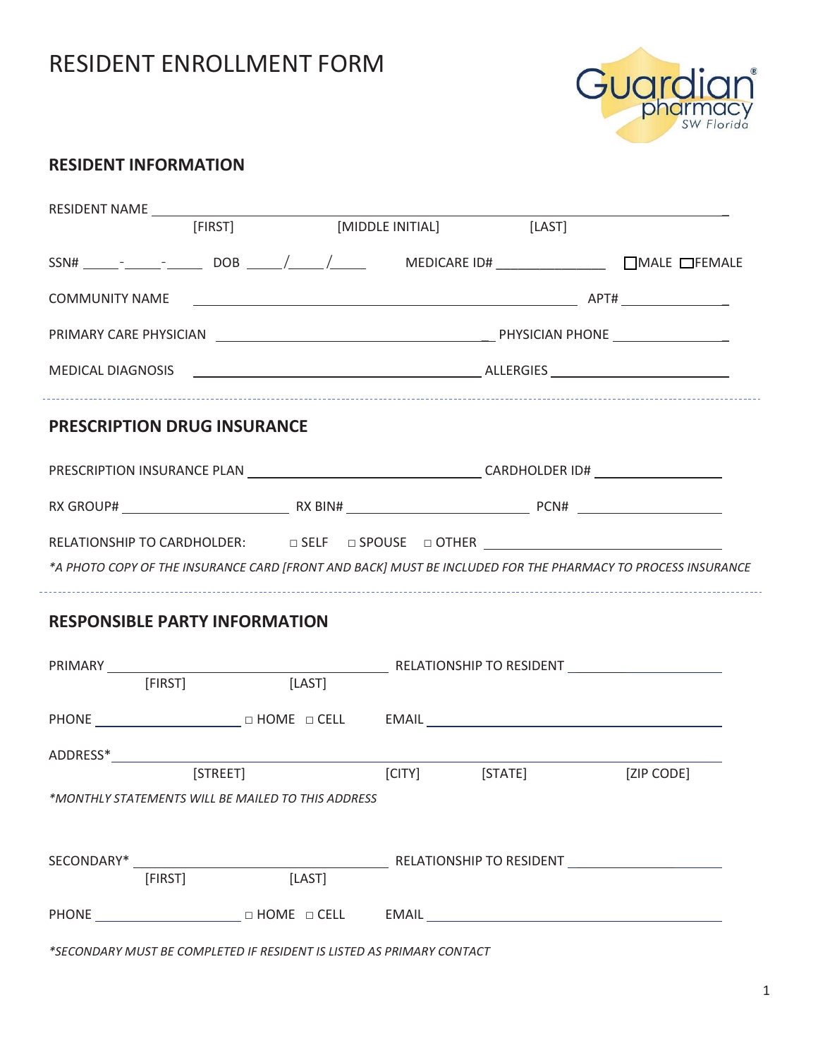# RESIDENT ENROLLMENT FORM

Guardian pharmacy SW Florida

## RESIDENT INFORMATION

RESIDENT NAME ____________________________________________________________
[FIRST] [MIDDLE INITIAL] [LAST]

SSN# _____-_____-_____ DOB _____/_____/_____ MEDICARE ID# _______________ ☐MALE ☐FEMALE

COMMUNITY NAME ____________________________________________ APT# _______________

PRIMARY CARE PHYSICIAN ____________________________________ PHYSICIAN PHONE _______________

MEDICAL DIAGNOSIS ____________________________________ ALLERGIES _______________________

## PRESCRIPTION DRUG INSURANCE

PRESCRIPTION INSURANCE PLAN ______________________________ CARDHOLDER ID# _________________

RX GROUP# _____________________ RX BIN# _______________________ PCN# ___________________

RELATIONSHIP TO CARDHOLDER: □ SELF □ SPOUSE □ OTHER _____________________________

*\*A PHOTO COPY OF THE INSURANCE CARD [FRONT AND BACK] MUST BE INCLUDED FOR THE PHARMACY TO PROCESS INSURANCE*

## RESPONSIBLE PARTY INFORMATION

PRIMARY ____________________________________ RELATIONSHIP TO RESIDENT ____________________
[FIRST] [LAST]

PHONE ___________________ □ HOME □ CELL EMAIL ______________________________________

ADDRESS* ___________________________________________________________________________
[STREET] [CITY] [STATE] [ZIP CODE]

*\*MONTHLY STATEMENTS WILL BE MAILED TO THIS ADDRESS*

SECONDARY* _________________________________ RELATIONSHIP TO RESIDENT ____________________
[FIRST] [LAST]

PHONE ___________________ □ HOME □ CELL EMAIL ______________________________________

*\*SECONDARY MUST BE COMPLETED IF RESIDENT IS LISTED AS PRIMARY CONTACT*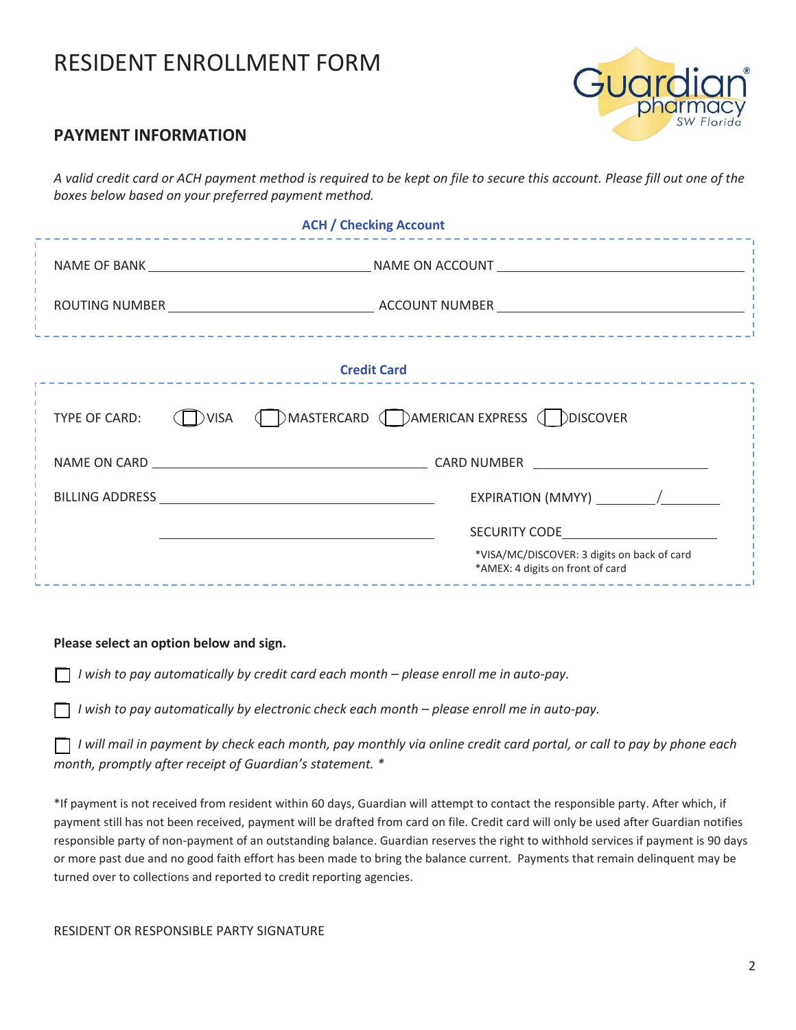# RESIDENT ENROLLMENT FORM

Guardian pharmacy SW Florida

## PAYMENT INFORMATION

*A valid credit card or ACH payment method is required to be kept on file to secure this account. Please fill out one of the boxes below based on your preferred payment method.*

### ACH / Checking Account

NAME OF BANK ______________________ NAME ON ACCOUNT ______________________

ROUTING NUMBER ______________________ ACCOUNT NUMBER ______________________

### Credit Card

TYPE OF CARD: ☐ VISA ☐ MASTERCARD ☐ AMERICAN EXPRESS ☐ DISCOVER

NAME ON CARD ______________________ CARD NUMBER ______________________

BILLING ADDRESS ______________________ EXPIRATION (MMYY) ________/________

______________________ SECURITY CODE ______________________

*VISA/MC/DISCOVER: 3 digits on back of card
*AMEX: 4 digits on front of card

**Please select an option below and sign.**

☐ *I wish to pay automatically by credit card each month – please enroll me in auto-pay.*

☐ *I wish to pay automatically by electronic check each month – please enroll me in auto-pay.*

☐ *I will mail in payment by check each month, pay monthly via online credit card portal, or call to pay by phone each month, promptly after receipt of Guardian's statement. **

*If payment is not received from resident within 60 days, Guardian will attempt to contact the responsible party. After which, if payment still has not been received, payment will be drafted from card on file. Credit card will only be used after Guardian notifies responsible party of non-payment of an outstanding balance. Guardian reserves the right to withhold services if payment is 90 days or more past due and no good faith effort has been made to bring the balance current. Payments that remain delinquent may be turned over to collections and reported to credit reporting agencies.

RESIDENT OR RESPONSIBLE PARTY SIGNATURE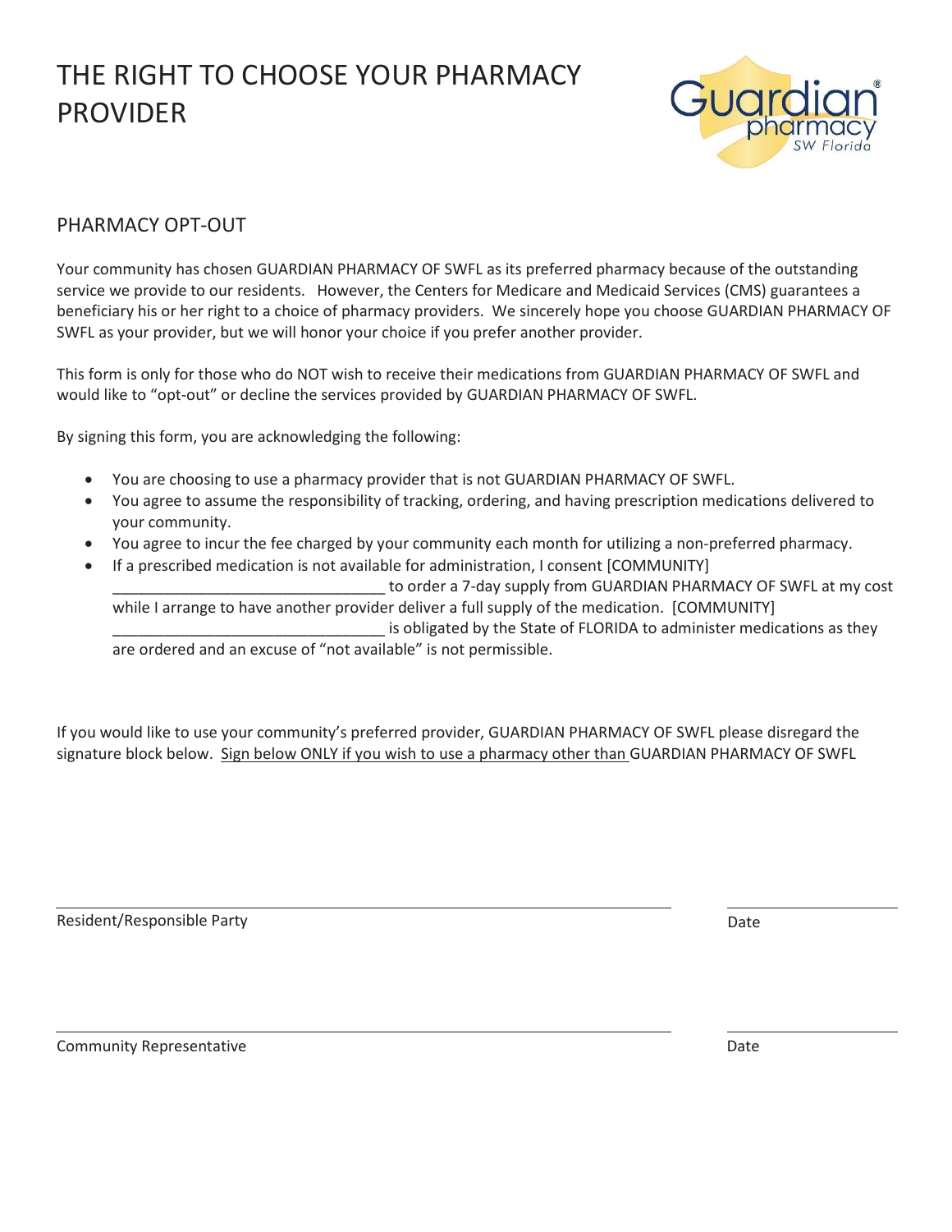# THE RIGHT TO CHOOSE YOUR PHARMACY PROVIDER

## PHARMACY OPT-OUT

Your community has chosen GUARDIAN PHARMACY OF SWFL as its preferred pharmacy because of the outstanding service we provide to our residents. However, the Centers for Medicare and Medicaid Services (CMS) guarantees a beneficiary his or her right to a choice of pharmacy providers. We sincerely hope you choose GUARDIAN PHARMACY OF SWFL as your provider, but we will honor your choice if you prefer another provider.

This form is only for those who do NOT wish to receive their medications from GUARDIAN PHARMACY OF SWFL and would like to "opt-out" or decline the services provided by GUARDIAN PHARMACY OF SWFL.

By signing this form, you are acknowledging the following:

- You are choosing to use a pharmacy provider that is not GUARDIAN PHARMACY OF SWFL.
- You agree to assume the responsibility of tracking, ordering, and having prescription medications delivered to your community.
- You agree to incur the fee charged by your community each month for utilizing a non-preferred pharmacy.
- If a prescribed medication is not available for administration, I consent [COMMUNITY] ________________________________ to order a 7-day supply from GUARDIAN PHARMACY OF SWFL at my cost while I arrange to have another provider deliver a full supply of the medication. [COMMUNITY] ________________________________ is obligated by the State of FLORIDA to administer medications as they are ordered and an excuse of "not available" is not permissible.

If you would like to use your community's preferred provider, GUARDIAN PHARMACY OF SWFL please disregard the signature block below. <u>Sign below ONLY if you wish to use a pharmacy other than</u> GUARDIAN PHARMACY OF SWFL

______________________________________________ ____________________

Resident/Responsible Party Date

______________________________________________ ____________________

Community Representative Date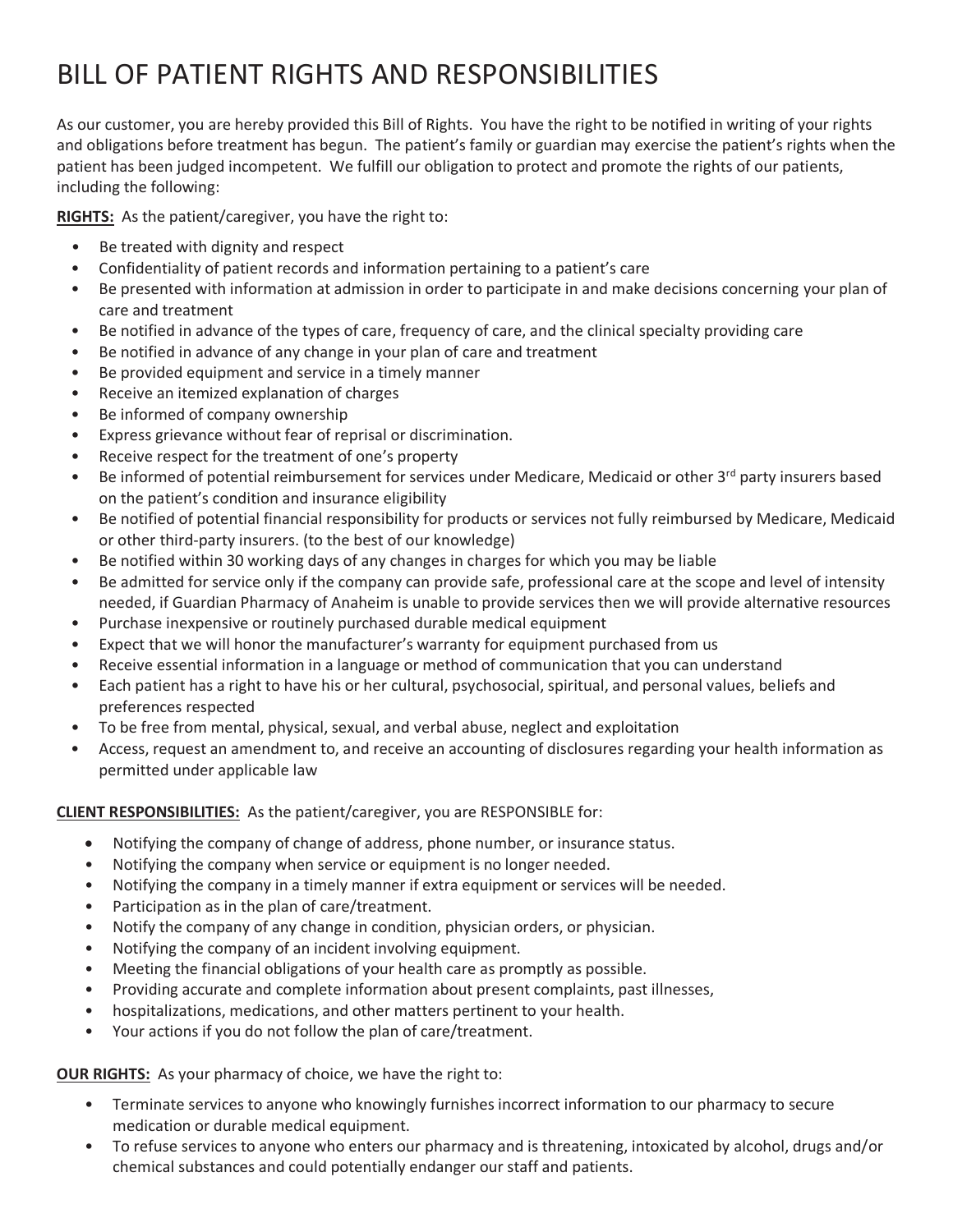# BILL OF PATIENT RIGHTS AND RESPONSIBILITIES

As our customer, you are hereby provided this Bill of Rights. You have the right to be notified in writing of your rights and obligations before treatment has begun. The patient's family or guardian may exercise the patient's rights when the patient has been judged incompetent. We fulfill our obligation to protect and promote the rights of our patients, including the following:

**RIGHTS:** As the patient/caregiver, you have the right to:

- Be treated with dignity and respect
- Confidentiality of patient records and information pertaining to a patient's care
- Be presented with information at admission in order to participate in and make decisions concerning your plan of care and treatment
- Be notified in advance of the types of care, frequency of care, and the clinical specialty providing care
- Be notified in advance of any change in your plan of care and treatment
- Be provided equipment and service in a timely manner
- Receive an itemized explanation of charges
- Be informed of company ownership
- Express grievance without fear of reprisal or discrimination.
- Receive respect for the treatment of one's property
- Be informed of potential reimbursement for services under Medicare, Medicaid or other 3rd party insurers based on the patient's condition and insurance eligibility
- Be notified of potential financial responsibility for products or services not fully reimbursed by Medicare, Medicaid or other third-party insurers. (to the best of our knowledge)
- Be notified within 30 working days of any changes in charges for which you may be liable
- Be admitted for service only if the company can provide safe, professional care at the scope and level of intensity needed, if Guardian Pharmacy of Anaheim is unable to provide services then we will provide alternative resources
- Purchase inexpensive or routinely purchased durable medical equipment
- Expect that we will honor the manufacturer's warranty for equipment purchased from us
- Receive essential information in a language or method of communication that you can understand
- Each patient has a right to have his or her cultural, psychosocial, spiritual, and personal values, beliefs and preferences respected
- To be free from mental, physical, sexual, and verbal abuse, neglect and exploitation
- Access, request an amendment to, and receive an accounting of disclosures regarding your health information as permitted under applicable law

**CLIENT RESPONSIBILITIES:** As the patient/caregiver, you are RESPONSIBLE for:

- Notifying the company of change of address, phone number, or insurance status.
- Notifying the company when service or equipment is no longer needed.
- Notifying the company in a timely manner if extra equipment or services will be needed.
- Participation as in the plan of care/treatment.
- Notify the company of any change in condition, physician orders, or physician.
- Notifying the company of an incident involving equipment.
- Meeting the financial obligations of your health care as promptly as possible.
- Providing accurate and complete information about present complaints, past illnesses,
- hospitalizations, medications, and other matters pertinent to your health.
- Your actions if you do not follow the plan of care/treatment.

**OUR RIGHTS:** As your pharmacy of choice, we have the right to:

- Terminate services to anyone who knowingly furnishes incorrect information to our pharmacy to secure medication or durable medical equipment.
- To refuse services to anyone who enters our pharmacy and is threatening, intoxicated by alcohol, drugs and/or chemical substances and could potentially endanger our staff and patients.